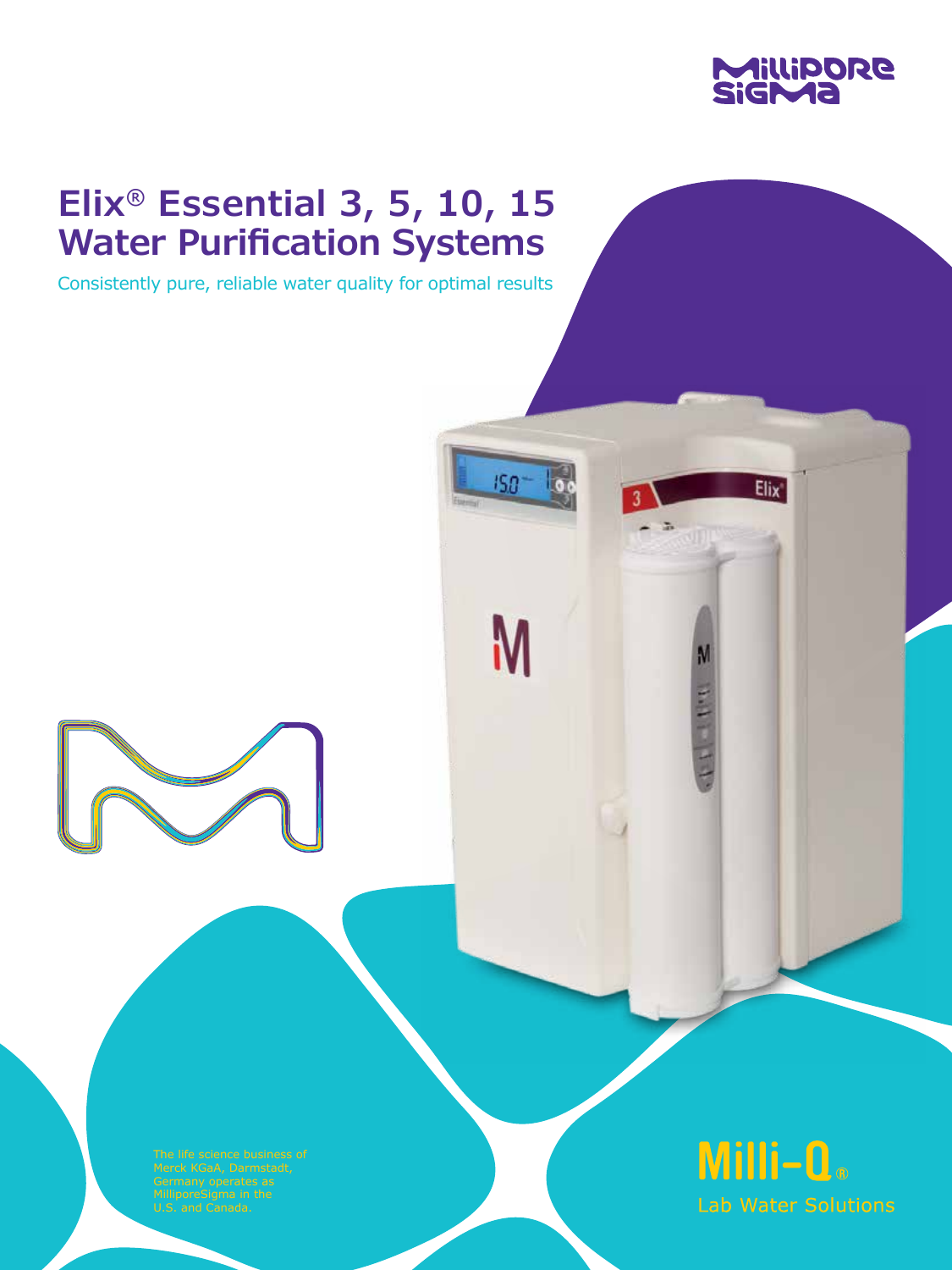MilliporeSigma

# Elix® Essential 3, 5, 10, 15 Water Purification Systems

Consistently pure, reliable water quality for optimal results

The life science business of Merck KGaA, Darmstadt, Germany operates as MilliporeSigma in the U.S. and Canada.

Milli-Q®

Lab Water Solutions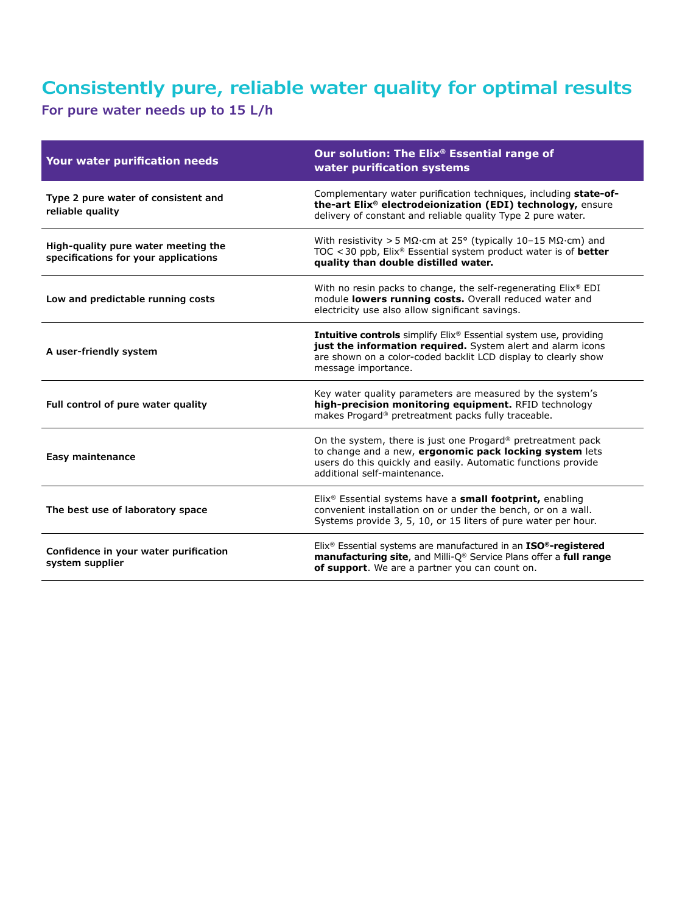# Consistently pure, reliable water quality for optimal results

## For pure water needs up to 15 L/h

| Your water purification needs | Our solution: The Elix® Essential range of water purification systems |
|---|---|
| **Type 2 pure water of consistent and reliable quality** | Complementary water purification techniques, including **state-of-the-art Elix® electrodeionization (EDI) technology,** ensure delivery of constant and reliable quality Type 2 pure water. |
| **High-quality pure water meeting the specifications for your applications** | With resistivity > 5 MΩ·cm at 25° (typically 10–15 MΩ·cm) and TOC < 30 ppb, Elix® Essential system product water is of **better quality than double distilled water.** |
| **Low and predictable running costs** | With no resin packs to change, the self-regenerating Elix® EDI module **lowers running costs.** Overall reduced water and electricity use also allow significant savings. |
| **A user-friendly system** | **Intuitive controls** simplify Elix® Essential system use, providing **just the information required.** System alert and alarm icons are shown on a color-coded backlit LCD display to clearly show message importance. |
| **Full control of pure water quality** | Key water quality parameters are measured by the system's **high-precision monitoring equipment.** RFID technology makes Progard® pretreatment packs fully traceable. |
| **Easy maintenance** | On the system, there is just one Progard® pretreatment pack to change and a new, **ergonomic pack locking system** lets users do this quickly and easily. Automatic functions provide additional self-maintenance. |
| **The best use of laboratory space** | Elix® Essential systems have a **small footprint,** enabling convenient installation on or under the bench, or on a wall. Systems provide 3, 5, 10, or 15 liters of pure water per hour. |
| **Confidence in your water purification system supplier** | Elix® Essential systems are manufactured in an **ISO®-registered manufacturing site**, and Milli-Q® Service Plans offer a **full range of support**. We are a partner you can count on. |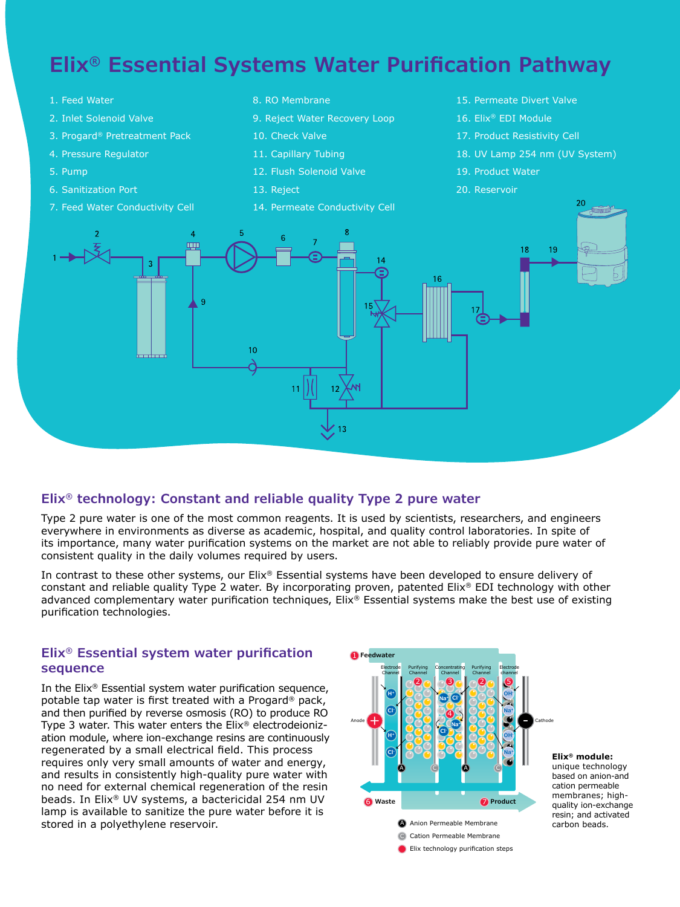# Elix® Essential Systems Water Purification Pathway

1. Feed Water
2. Inlet Solenoid Valve
3. Progard® Pretreatment Pack
4. Pressure Regulator
5. Pump
6. Sanitization Port
7. Feed Water Conductivity Cell
8. RO Membrane
9. Reject Water Recovery Loop
10. Check Valve
11. Capillary Tubing
12. Flush Solenoid Valve
13. Reject
14. Permeate Conductivity Cell
15. Permeate Divert Valve
16. Elix® EDI Module
17. Product Resistivity Cell
18. UV Lamp 254 nm (UV System)
19. Product Water
20. Reservoir

## Elix® technology: Constant and reliable quality Type 2 pure water

Type 2 pure water is one of the most common reagents. It is used by scientists, researchers, and engineers everywhere in environments as diverse as academic, hospital, and quality control laboratories. In spite of its importance, many water purification systems on the market are not able to reliably provide pure water of consistent quality in the daily volumes required by users.

In contrast to these other systems, our Elix® Essential systems have been developed to ensure delivery of constant and reliable quality Type 2 water. By incorporating proven, patented Elix® EDI technology with other advanced complementary water purification techniques, Elix® Essential systems make the best use of existing purification technologies.

## Elix® Essential system water purification sequence

In the Elix® Essential system water purification sequence, potable tap water is first treated with a Progard® pack, and then purified by reverse osmosis (RO) to produce RO Type 3 water. This water enters the Elix® electrodeionization module, where ion-exchange resins are continuously regenerated by a small electrical field. This process requires only very small amounts of water and energy, and results in consistently high-quality pure water with no need for external chemical regeneration of the resin beads. In Elix® UV systems, a bactericidal 254 nm UV lamp is available to sanitize the pure water before it is stored in a polyethylene reservoir.

**Elix® module:** unique technology based on anion-and cation permeable membranes; high-quality ion-exchange resin; and activated carbon beads.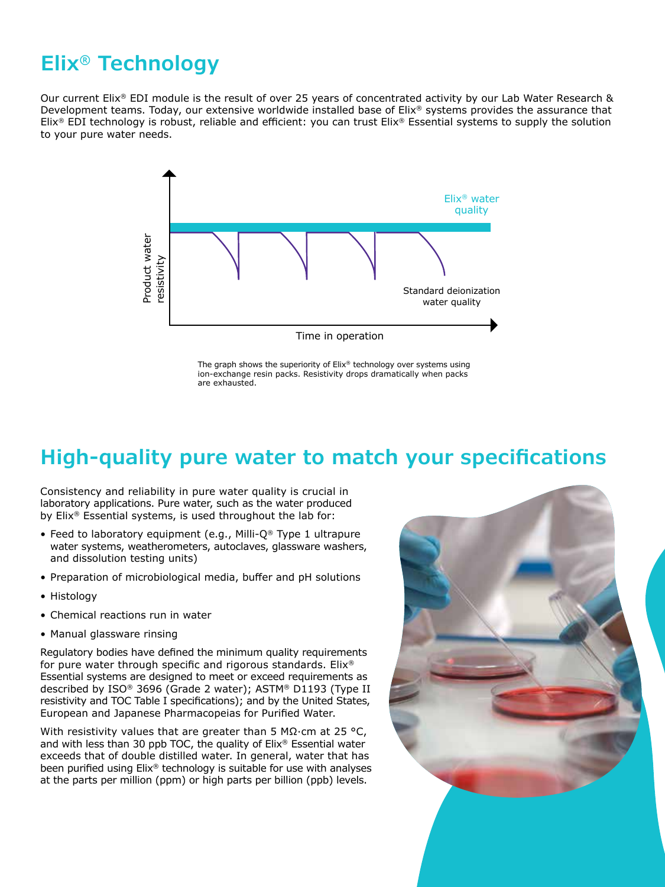# Elix® Technology

Our current Elix® EDI module is the result of over 25 years of concentrated activity by our Lab Water Research & Development teams. Today, our extensive worldwide installed base of Elix® systems provides the assurance that Elix® EDI technology is robust, reliable and efficient: you can trust Elix® Essential systems to supply the solution to your pure water needs.

Product water resistivity

Elix® water quality

Standard deionization water quality

Time in operation

The graph shows the superiority of Elix® technology over systems using ion-exchange resin packs. Resistivity drops dramatically when packs are exhausted.

# High-quality pure water to match your specifications

Consistency and reliability in pure water quality is crucial in laboratory applications. Pure water, such as the water produced by Elix® Essential systems, is used throughout the lab for:

- Feed to laboratory equipment (e.g., Milli-Q® Type 1 ultrapure water systems, weatherometers, autoclaves, glassware washers, and dissolution testing units)
- Preparation of microbiological media, buffer and pH solutions
- Histology
- Chemical reactions run in water
- Manual glassware rinsing

Regulatory bodies have defined the minimum quality requirements for pure water through specific and rigorous standards. Elix® Essential systems are designed to meet or exceed requirements as described by ISO® 3696 (Grade 2 water); ASTM® D1193 (Type II resistivity and TOC Table I specifications); and by the United States, European and Japanese Pharmacopeias for Purified Water.

With resistivity values that are greater than 5 MΩ·cm at 25 °C, and with less than 30 ppb TOC, the quality of Elix® Essential water exceeds that of double distilled water. In general, water that has been purified using Elix® technology is suitable for use with analyses at the parts per million (ppm) or high parts per billion (ppb) levels.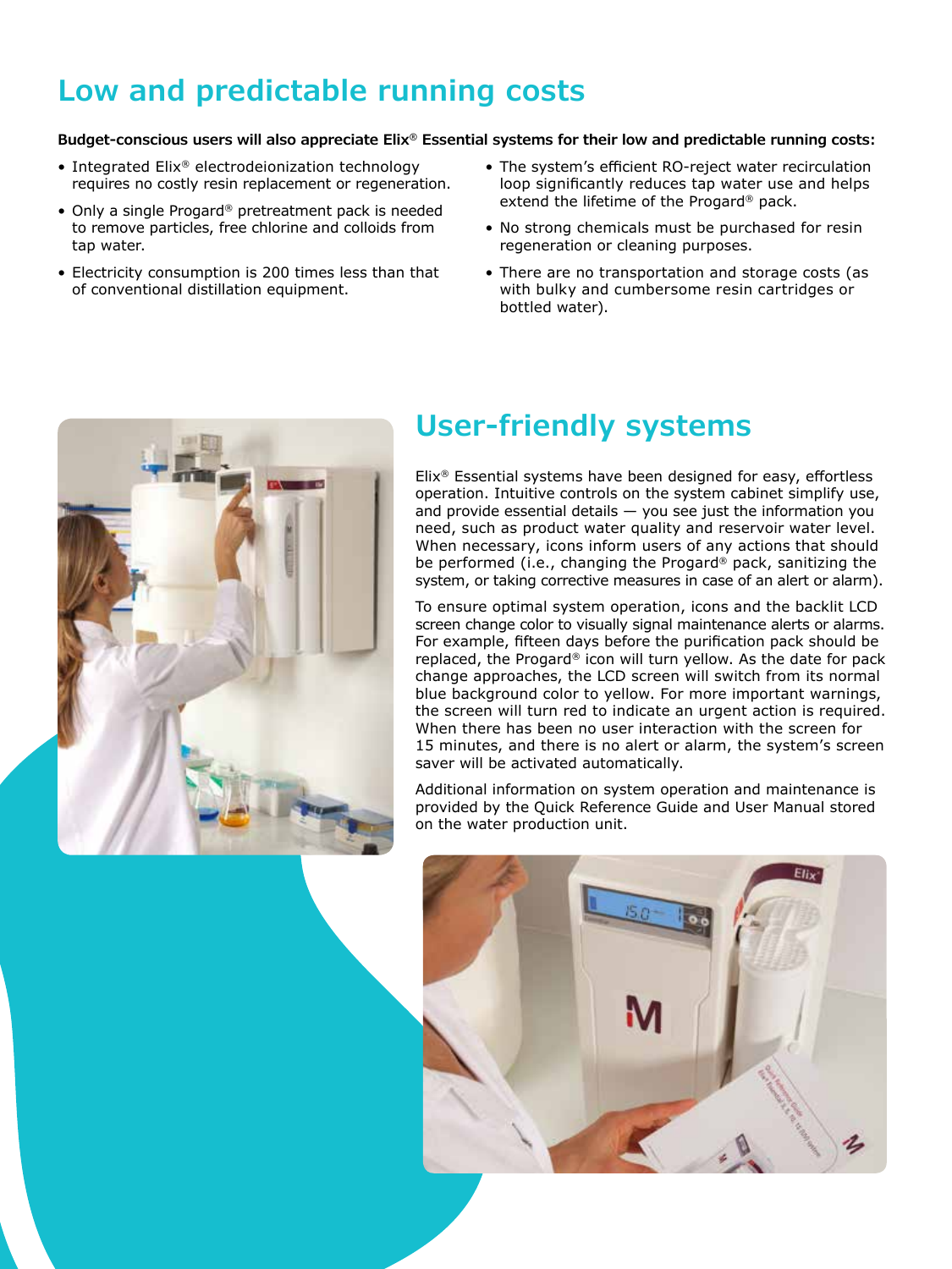# Low and predictable running costs

**Budget-conscious users will also appreciate Elix® Essential systems for their low and predictable running costs:**

- Integrated Elix® electrodeionization technology requires no costly resin replacement or regeneration.
- Only a single Progard® pretreatment pack is needed to remove particles, free chlorine and colloids from tap water.
- Electricity consumption is 200 times less than that of conventional distillation equipment.
- The system's efficient RO-reject water recirculation loop significantly reduces tap water use and helps extend the lifetime of the Progard® pack.
- No strong chemicals must be purchased for resin regeneration or cleaning purposes.
- There are no transportation and storage costs (as with bulky and cumbersome resin cartridges or bottled water).

# User-friendly systems

Elix® Essential systems have been designed for easy, effortless operation. Intuitive controls on the system cabinet simplify use, and provide essential details — you see just the information you need, such as product water quality and reservoir water level. When necessary, icons inform users of any actions that should be performed (i.e., changing the Progard® pack, sanitizing the system, or taking corrective measures in case of an alert or alarm).

To ensure optimal system operation, icons and the backlit LCD screen change color to visually signal maintenance alerts or alarms. For example, fifteen days before the purification pack should be replaced, the Progard® icon will turn yellow. As the date for pack change approaches, the LCD screen will switch from its normal blue background color to yellow. For more important warnings, the screen will turn red to indicate an urgent action is required. When there has been no user interaction with the screen for 15 minutes, and there is no alert or alarm, the system's screen saver will be activated automatically.

Additional information on system operation and maintenance is provided by the Quick Reference Guide and User Manual stored on the water production unit.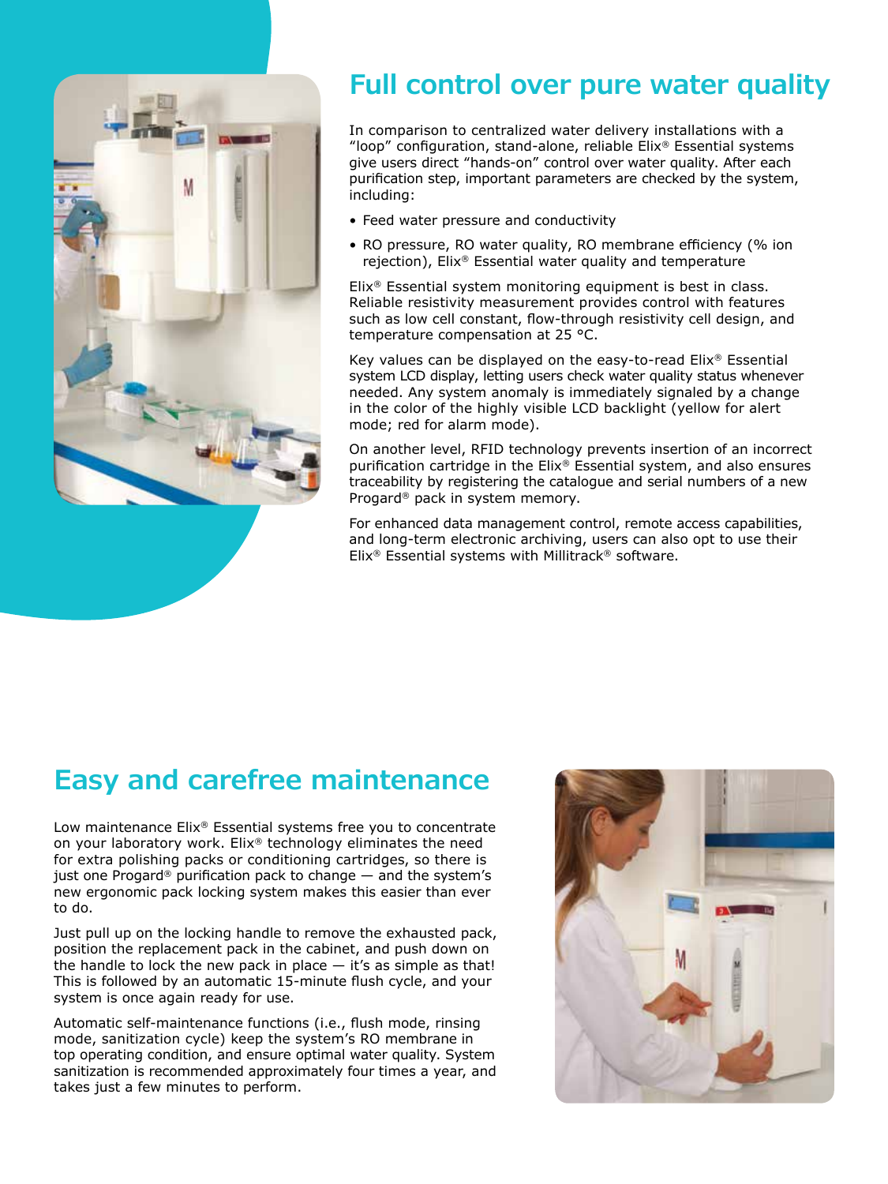## Full control over pure water quality

In comparison to centralized water delivery installations with a "loop" configuration, stand-alone, reliable Elix® Essential systems give users direct "hands-on" control over water quality. After each purification step, important parameters are checked by the system, including:

- Feed water pressure and conductivity
- RO pressure, RO water quality, RO membrane efficiency (% ion rejection), Elix® Essential water quality and temperature

Elix® Essential system monitoring equipment is best in class. Reliable resistivity measurement provides control with features such as low cell constant, flow-through resistivity cell design, and temperature compensation at 25 °C.

Key values can be displayed on the easy-to-read Elix® Essential system LCD display, letting users check water quality status whenever needed. Any system anomaly is immediately signaled by a change in the color of the highly visible LCD backlight (yellow for alert mode; red for alarm mode).

On another level, RFID technology prevents insertion of an incorrect purification cartridge in the Elix® Essential system, and also ensures traceability by registering the catalogue and serial numbers of a new Progard® pack in system memory.

For enhanced data management control, remote access capabilities, and long-term electronic archiving, users can also opt to use their Elix® Essential systems with Millitrack® software.

## Easy and carefree maintenance

Low maintenance Elix® Essential systems free you to concentrate on your laboratory work. Elix® technology eliminates the need for extra polishing packs or conditioning cartridges, so there is just one Progard® purification pack to change — and the system's new ergonomic pack locking system makes this easier than ever to do.

Just pull up on the locking handle to remove the exhausted pack, position the replacement pack in the cabinet, and push down on the handle to lock the new pack in place — it's as simple as that! This is followed by an automatic 15-minute flush cycle, and your system is once again ready for use.

Automatic self-maintenance functions (i.e., flush mode, rinsing mode, sanitization cycle) keep the system's RO membrane in top operating condition, and ensure optimal water quality. System sanitization is recommended approximately four times a year, and takes just a few minutes to perform.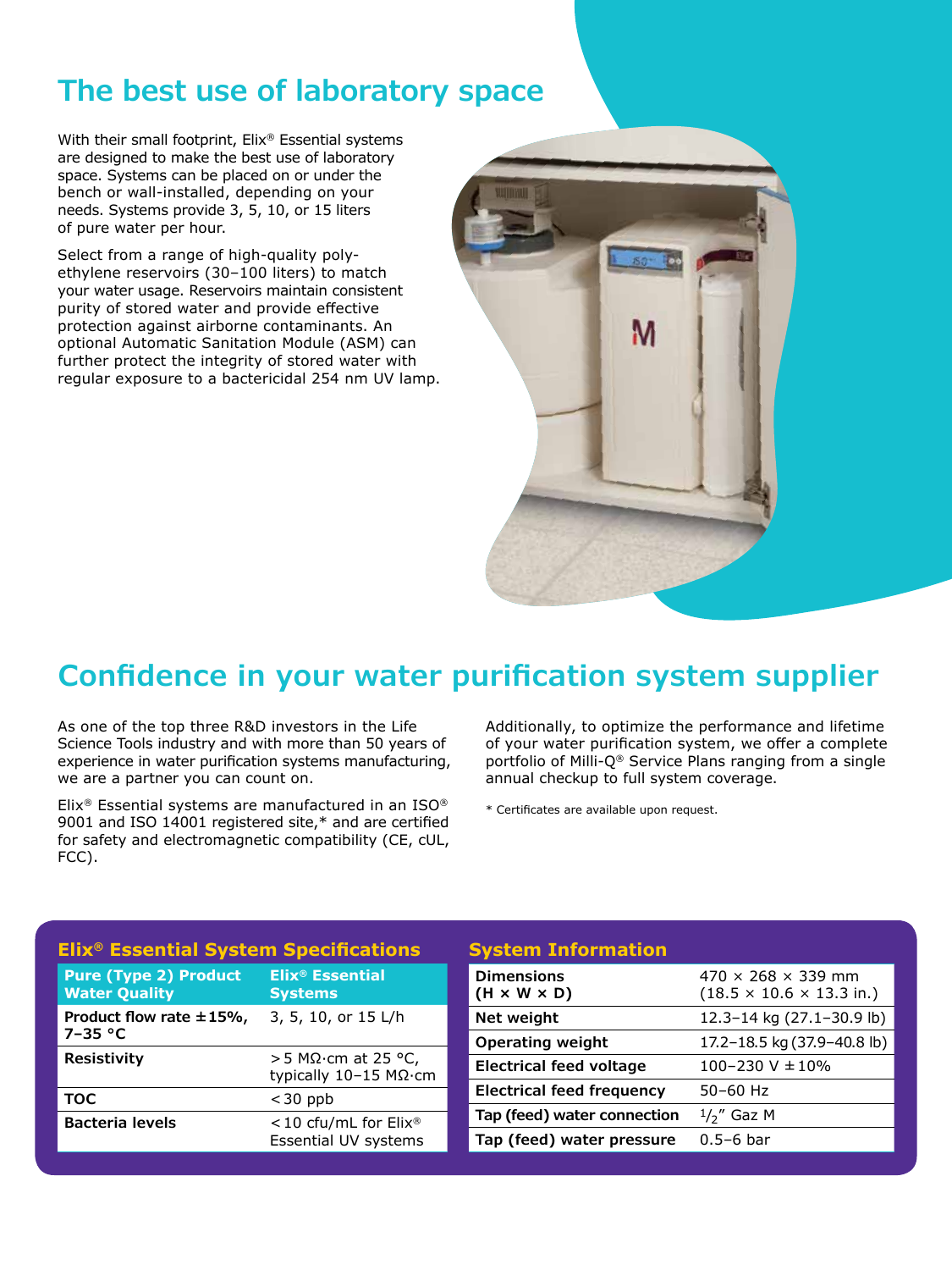## The best use of laboratory space

With their small footprint, Elix® Essential systems are designed to make the best use of laboratory space. Systems can be placed on or under the bench or wall-installed, depending on your needs. Systems provide 3, 5, 10, or 15 liters of pure water per hour.

Select from a range of high-quality polyethylene reservoirs (30–100 liters) to match your water usage. Reservoirs maintain consistent purity of stored water and provide effective protection against airborne contaminants. An optional Automatic Sanitation Module (ASM) can further protect the integrity of stored water with regular exposure to a bactericidal 254 nm UV lamp.

## Confidence in your water purification system supplier

As one of the top three R&D investors in the Life Science Tools industry and with more than 50 years of experience in water purification systems manufacturing, we are a partner you can count on.

Elix® Essential systems are manufactured in an ISO® 9001 and ISO 14001 registered site,* and are certified for safety and electromagnetic compatibility (CE, cUL, FCC).

Additionally, to optimize the performance and lifetime of your water purification system, we offer a complete portfolio of Milli-Q® Service Plans ranging from a single annual checkup to full system coverage.

\* Certificates are available upon request.

### Elix® Essential System Specifications

| Pure (Type 2) Product Water Quality | Elix® Essential Systems |
|---|---|
| **Product flow rate ±15%, 7–35 °C** | 3, 5, 10, or 15 L/h |
| **Resistivity** | > 5 MΩ·cm at 25 °C, typically 10–15 MΩ·cm |
| **TOC** | < 30 ppb |
| **Bacteria levels** | < 10 cfu/mL for Elix® Essential UV systems |

### System Information

| | |
|---|---|
| **Dimensions (H × W × D)** | 470 × 268 × 339 mm (18.5 × 10.6 × 13.3 in.) |
| **Net weight** | 12.3–14 kg (27.1–30.9 lb) |
| **Operating weight** | 17.2–18.5 kg (37.9–40.8 lb) |
| **Electrical feed voltage** | 100–230 V ± 10% |
| **Electrical feed frequency** | 50–60 Hz |
| **Tap (feed) water connection** | 1/2" Gaz M |
| **Tap (feed) water pressure** | 0.5–6 bar |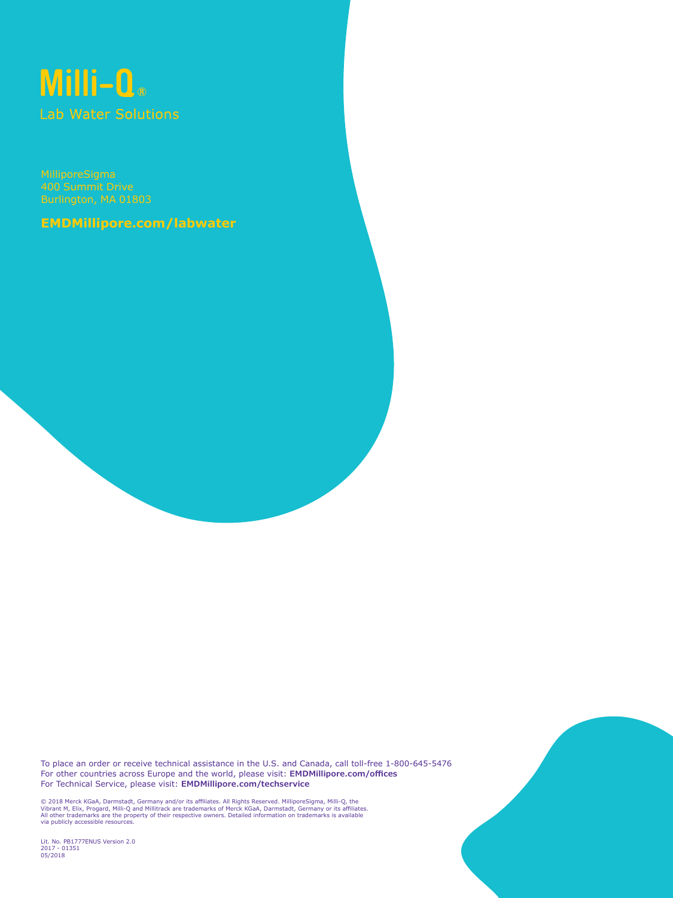# Milli-Q®

Lab Water Solutions

MilliporeSigma
400 Summit Drive
Burlington, MA 01803

**EMDMillipore.com/labwater**

To place an order or receive technical assistance in the U.S. and Canada, call toll-free 1-800-645-5476
For other countries across Europe and the world, please visit: **EMDMillipore.com/offices**
For Technical Service, please visit: **EMDMillipore.com/techservice**

© 2018 Merck KGaA, Darmstadt, Germany and/or its affiliates. All Rights Reserved. MilliporeSigma, Milli-Q, the Vibrant M, Elix, Progard, Milli-Q and Millitrack are trademarks of Merck KGaA, Darmstadt, Germany or its affiliates. All other trademarks are the property of their respective owners. Detailed information on trademarks is available via publicly accessible resources.

Lit. No. PB1777ENUS Version 2.0
2017 - 01351
05/2018